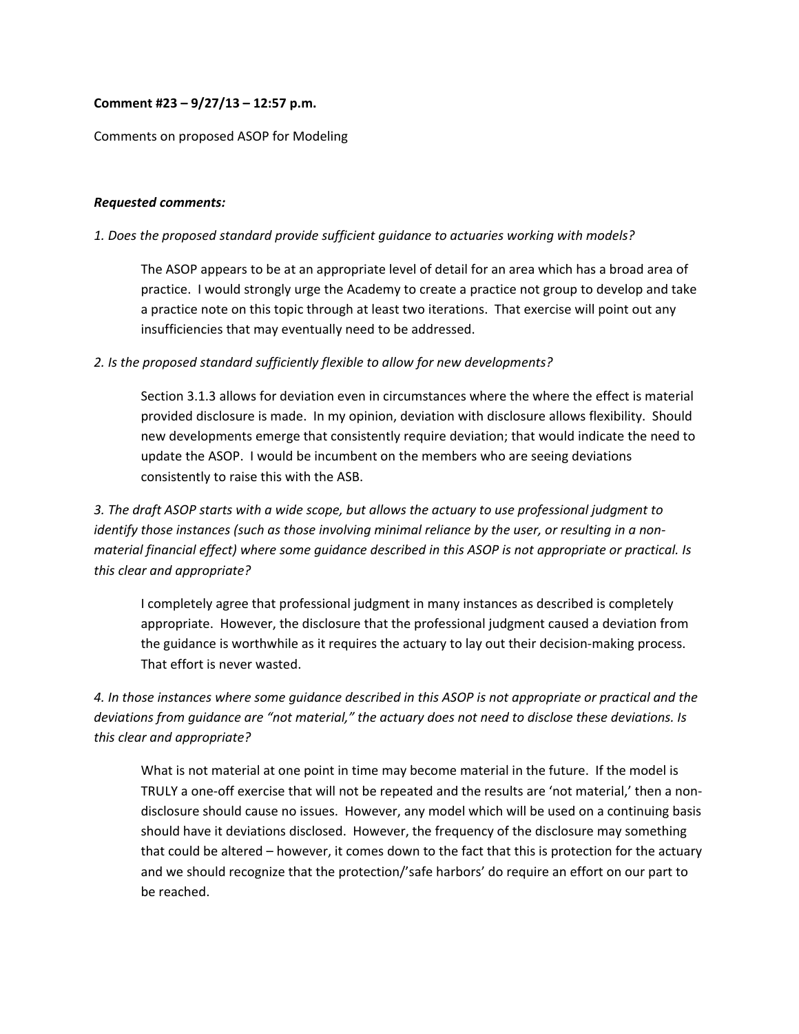**Comment #23 – 9/27/13 – 12:57 p.m.**

Comments on proposed ASOP for Modeling

***Requested comments:***

*1. Does the proposed standard provide sufficient guidance to actuaries working with models?*

> The ASOP appears to be at an appropriate level of detail for an area which has a broad area of practice. I would strongly urge the Academy to create a practice not group to develop and take a practice note on this topic through at least two iterations. That exercise will point out any insufficiencies that may eventually need to be addressed.

*2. Is the proposed standard sufficiently flexible to allow for new developments?*

> Section 3.1.3 allows for deviation even in circumstances where the where the effect is material provided disclosure is made. In my opinion, deviation with disclosure allows flexibility. Should new developments emerge that consistently require deviation; that would indicate the need to update the ASOP. I would be incumbent on the members who are seeing deviations consistently to raise this with the ASB.

*3. The draft ASOP starts with a wide scope, but allows the actuary to use professional judgment to identify those instances (such as those involving minimal reliance by the user, or resulting in a non-material financial effect) where some guidance described in this ASOP is not appropriate or practical. Is this clear and appropriate?*

> I completely agree that professional judgment in many instances as described is completely appropriate. However, the disclosure that the professional judgment caused a deviation from the guidance is worthwhile as it requires the actuary to lay out their decision-making process. That effort is never wasted.

*4. In those instances where some guidance described in this ASOP is not appropriate or practical and the deviations from guidance are "not material," the actuary does not need to disclose these deviations. Is this clear and appropriate?*

> What is not material at one point in time may become material in the future. If the model is TRULY a one-off exercise that will not be repeated and the results are 'not material,' then a non-disclosure should cause no issues. However, any model which will be used on a continuing basis should have it deviations disclosed. However, the frequency of the disclosure may something that could be altered – however, it comes down to the fact that this is protection for the actuary and we should recognize that the protection/'safe harbors' do require an effort on our part to be reached.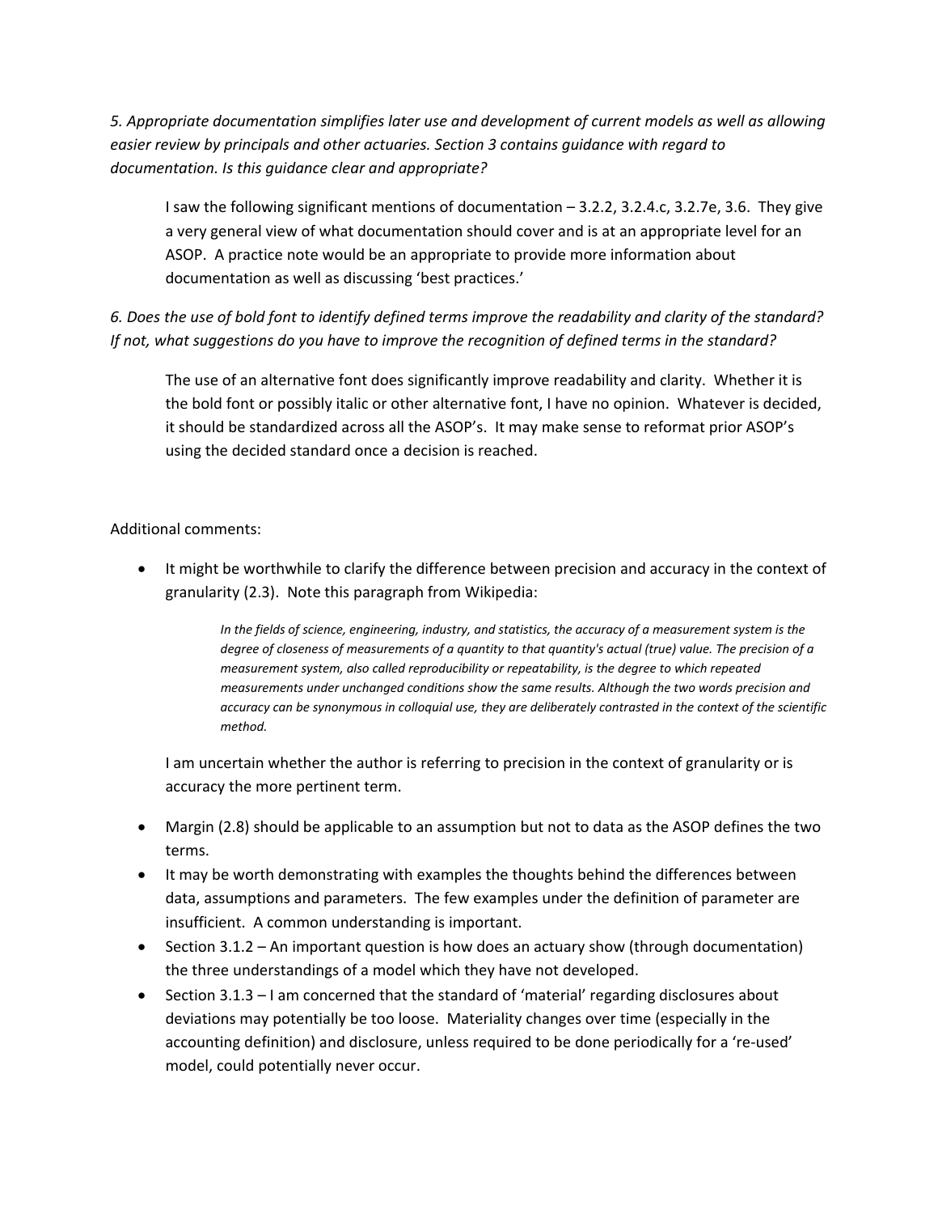*5. Appropriate documentation simplifies later use and development of current models as well as allowing easier review by principals and other actuaries. Section 3 contains guidance with regard to documentation. Is this guidance clear and appropriate?*

> I saw the following significant mentions of documentation – 3.2.2, 3.2.4.c, 3.2.7e, 3.6. They give a very general view of what documentation should cover and is at an appropriate level for an ASOP. A practice note would be an appropriate to provide more information about documentation as well as discussing 'best practices.'

*6. Does the use of bold font to identify defined terms improve the readability and clarity of the standard? If not, what suggestions do you have to improve the recognition of defined terms in the standard?*

> The use of an alternative font does significantly improve readability and clarity. Whether it is the bold font or possibly italic or other alternative font, I have no opinion. Whatever is decided, it should be standardized across all the ASOP's. It may make sense to reformat prior ASOP's using the decided standard once a decision is reached.

Additional comments:

- It might be worthwhile to clarify the difference between precision and accuracy in the context of granularity (2.3). Note this paragraph from Wikipedia:

  > *In the fields of science, engineering, industry, and statistics, the accuracy of a measurement system is the degree of closeness of measurements of a quantity to that quantity's actual (true) value. The precision of a measurement system, also called reproducibility or repeatability, is the degree to which repeated measurements under unchanged conditions show the same results. Although the two words precision and accuracy can be synonymous in colloquial use, they are deliberately contrasted in the context of the scientific method.*

  I am uncertain whether the author is referring to precision in the context of granularity or is accuracy the more pertinent term.

- Margin (2.8) should be applicable to an assumption but not to data as the ASOP defines the two terms.
- It may be worth demonstrating with examples the thoughts behind the differences between data, assumptions and parameters. The few examples under the definition of parameter are insufficient. A common understanding is important.
- Section 3.1.2 – An important question is how does an actuary show (through documentation) the three understandings of a model which they have not developed.
- Section 3.1.3 – I am concerned that the standard of 'material' regarding disclosures about deviations may potentially be too loose. Materiality changes over time (especially in the accounting definition) and disclosure, unless required to be done periodically for a 're-used' model, could potentially never occur.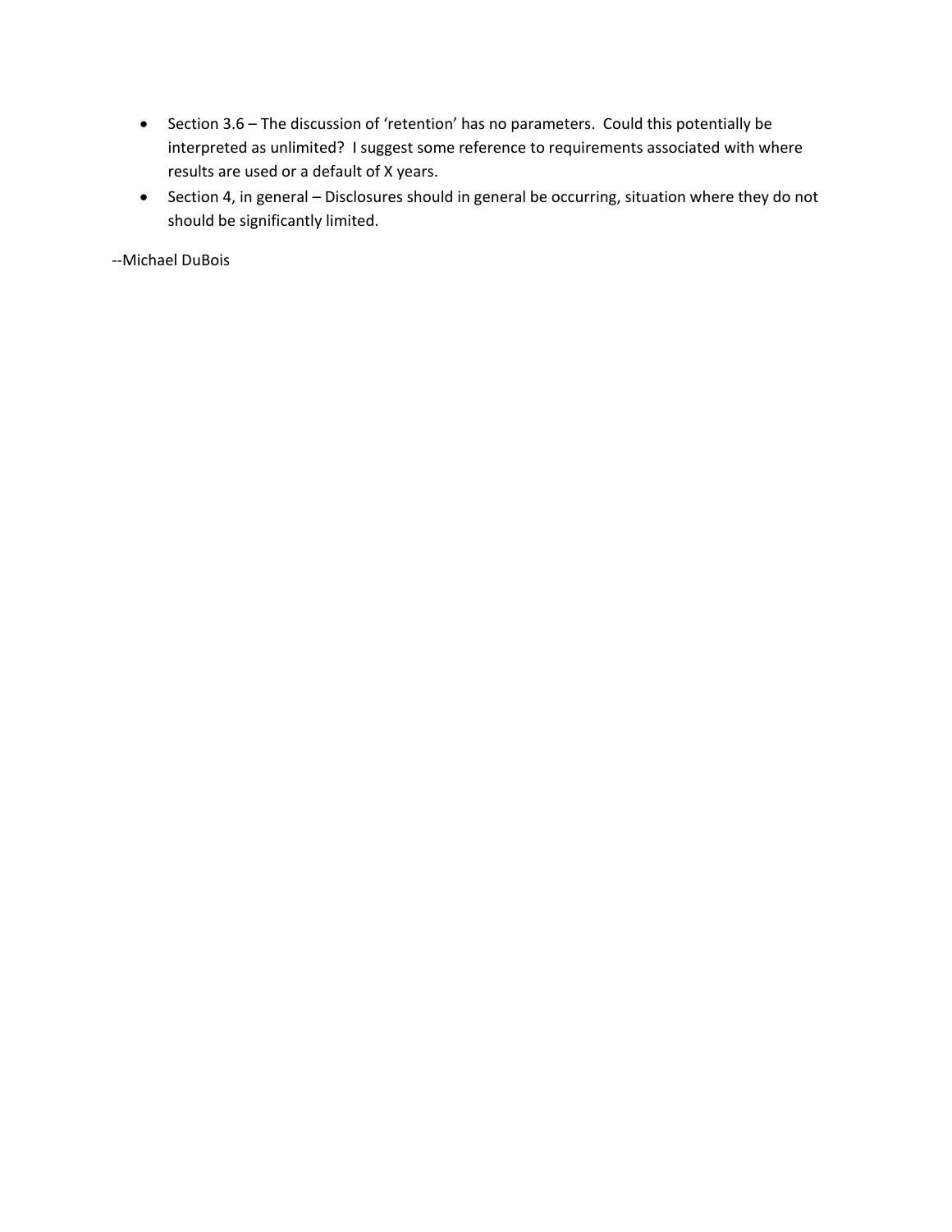- Section 3.6 – The discussion of 'retention' has no parameters. Could this potentially be interpreted as unlimited? I suggest some reference to requirements associated with where results are used or a default of X years.
- Section 4, in general – Disclosures should in general be occurring, situation where they do not should be significantly limited.

--Michael DuBois